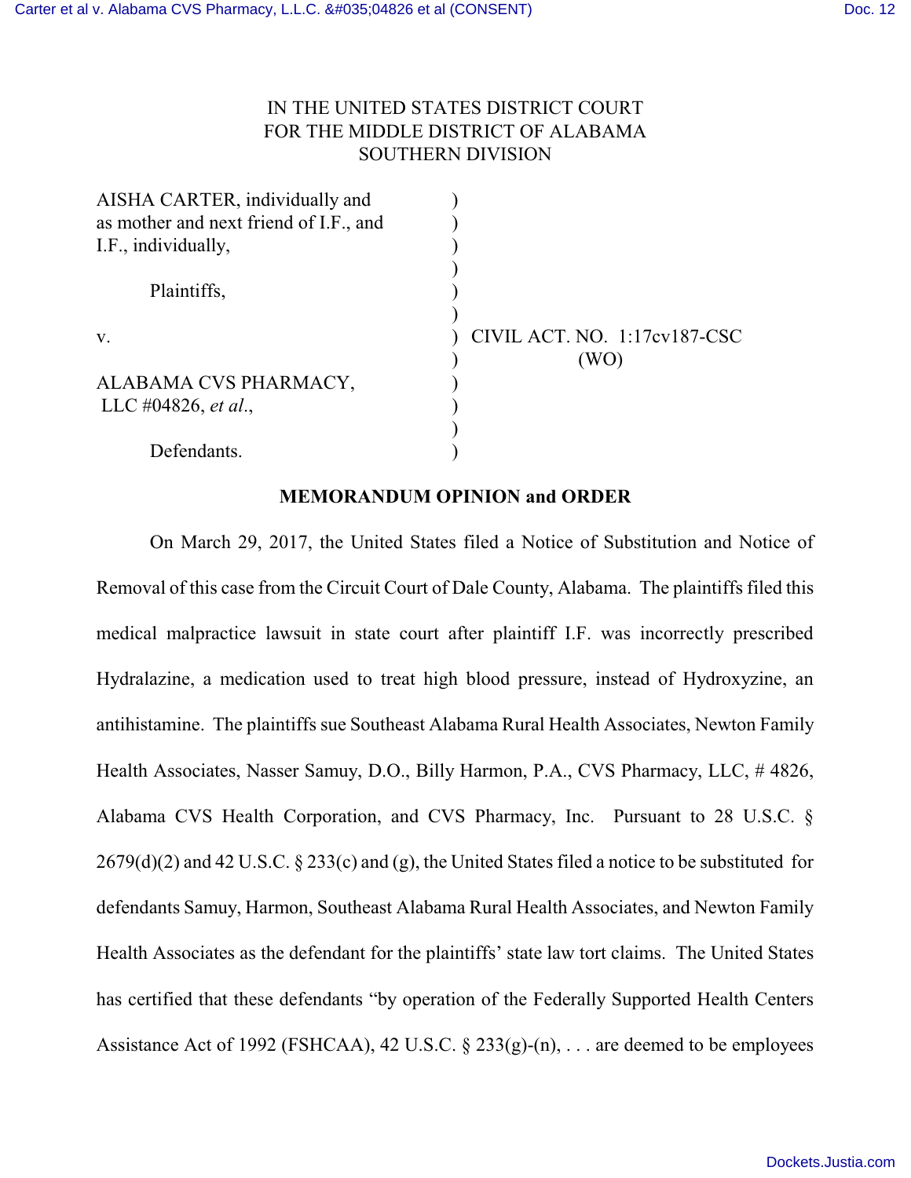IN THE UNITED STATES DISTRICT COURT
FOR THE MIDDLE DISTRICT OF ALABAMA
SOUTHERN DIVISION

AISHA CARTER, individually and as mother and next friend of I.F., and I.F., individually,

Plaintiffs,

v.

ALABAMA CVS PHARMACY, LLC #04826, *et al.*,

Defendants.

CIVIL ACT. NO. 1:17cv187-CSC (WO)

**MEMORANDUM OPINION and ORDER**

On March 29, 2017, the United States filed a Notice of Substitution and Notice of Removal of this case from the Circuit Court of Dale County, Alabama. The plaintiffs filed this medical malpractice lawsuit in state court after plaintiff I.F. was incorrectly prescribed Hydralazine, a medication used to treat high blood pressure, instead of Hydroxyzine, an antihistamine. The plaintiffs sue Southeast Alabama Rural Health Associates, Newton Family Health Associates, Nasser Samuy, D.O., Billy Harmon, P.A., CVS Pharmacy, LLC, # 4826, Alabama CVS Health Corporation, and CVS Pharmacy, Inc. Pursuant to 28 U.S.C. § 2679(d)(2) and 42 U.S.C. § 233(c) and (g), the United States filed a notice to be substituted for defendants Samuy, Harmon, Southeast Alabama Rural Health Associates, and Newton Family Health Associates as the defendant for the plaintiffs' state law tort claims. The United States has certified that these defendants "by operation of the Federally Supported Health Centers Assistance Act of 1992 (FSHCAA), 42 U.S.C. § 233(g)-(n), . . . are deemed to be employees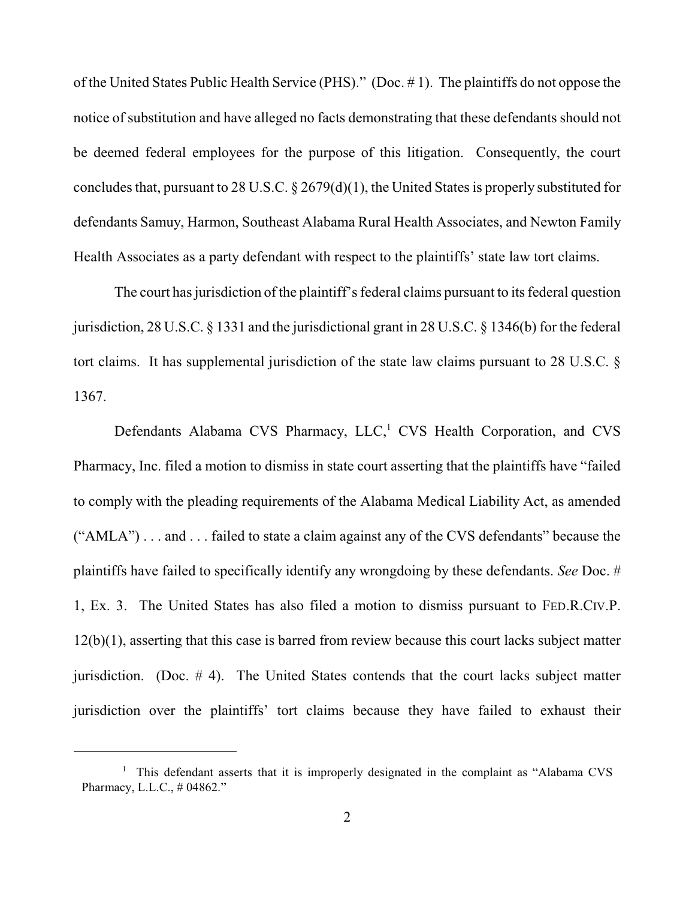of the United States Public Health Service (PHS)." (Doc. # 1). The plaintiffs do not oppose the notice of substitution and have alleged no facts demonstrating that these defendants should not be deemed federal employees for the purpose of this litigation. Consequently, the court concludes that, pursuant to 28 U.S.C. § 2679(d)(1), the United States is properly substituted for defendants Samuy, Harmon, Southeast Alabama Rural Health Associates, and Newton Family Health Associates as a party defendant with respect to the plaintiffs' state law tort claims.

The court has jurisdiction of the plaintiff's federal claims pursuant to its federal question jurisdiction, 28 U.S.C. § 1331 and the jurisdictional grant in 28 U.S.C. § 1346(b) for the federal tort claims. It has supplemental jurisdiction of the state law claims pursuant to 28 U.S.C. § 1367.

Defendants Alabama CVS Pharmacy, LLC,[1] CVS Health Corporation, and CVS Pharmacy, Inc. filed a motion to dismiss in state court asserting that the plaintiffs have "failed to comply with the pleading requirements of the Alabama Medical Liability Act, as amended ("AMLA") . . . and . . . failed to state a claim against any of the CVS defendants" because the plaintiffs have failed to specifically identify any wrongdoing by these defendants. *See* Doc. # 1, Ex. 3. The United States has also filed a motion to dismiss pursuant to FED.R.CIV.P. 12(b)(1), asserting that this case is barred from review because this court lacks subject matter jurisdiction. (Doc. # 4). The United States contends that the court lacks subject matter jurisdiction over the plaintiffs' tort claims because they have failed to exhaust their

[1] This defendant asserts that it is improperly designated in the complaint as "Alabama CVS Pharmacy, L.L.C., # 04862."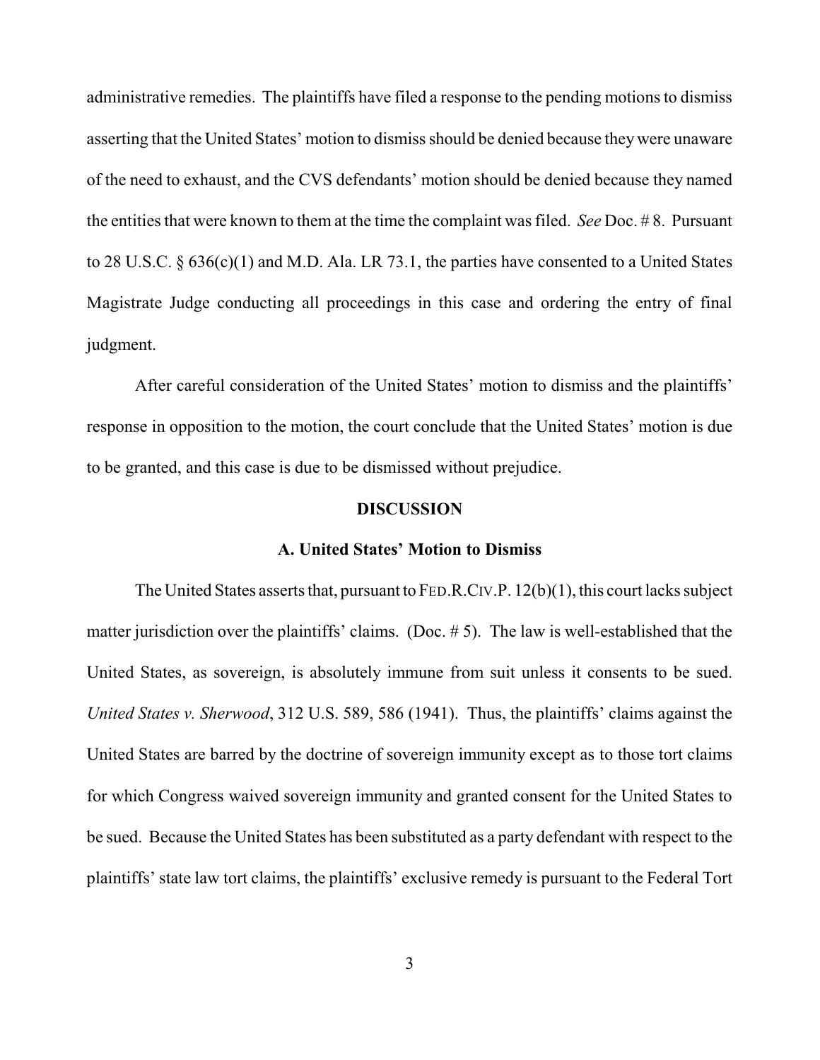administrative remedies. The plaintiffs have filed a response to the pending motions to dismiss asserting that the United States' motion to dismiss should be denied because they were unaware of the need to exhaust, and the CVS defendants' motion should be denied because they named the entities that were known to them at the time the complaint was filed. *See* Doc. # 8. Pursuant to 28 U.S.C. § 636(c)(1) and M.D. Ala. LR 73.1, the parties have consented to a United States Magistrate Judge conducting all proceedings in this case and ordering the entry of final judgment.

After careful consideration of the United States' motion to dismiss and the plaintiffs' response in opposition to the motion, the court conclude that the United States' motion is due to be granted, and this case is due to be dismissed without prejudice.

## DISCUSSION

### A. United States' Motion to Dismiss

The United States asserts that, pursuant to FED.R.CIV.P. 12(b)(1), this court lacks subject matter jurisdiction over the plaintiffs' claims. (Doc. # 5). The law is well-established that the United States, as sovereign, is absolutely immune from suit unless it consents to be sued. *United States v. Sherwood*, 312 U.S. 589, 586 (1941). Thus, the plaintiffs' claims against the United States are barred by the doctrine of sovereign immunity except as to those tort claims for which Congress waived sovereign immunity and granted consent for the United States to be sued. Because the United States has been substituted as a party defendant with respect to the plaintiffs' state law tort claims, the plaintiffs' exclusive remedy is pursuant to the Federal Tort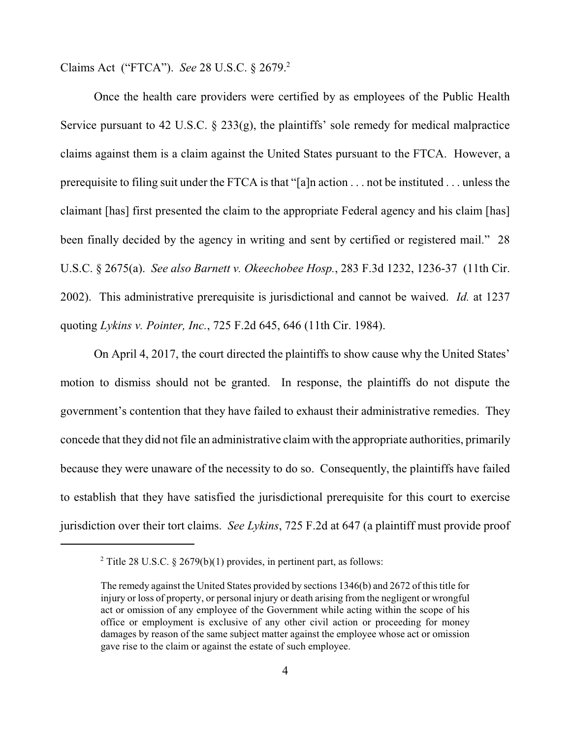Claims Act ("FTCA"). *See* 28 U.S.C. § 2679.[2]

Once the health care providers were certified by as employees of the Public Health Service pursuant to 42 U.S.C. § 233(g), the plaintiffs' sole remedy for medical malpractice claims against them is a claim against the United States pursuant to the FTCA. However, a prerequisite to filing suit under the FTCA is that "[a]n action . . . not be instituted . . . unless the claimant [has] first presented the claim to the appropriate Federal agency and his claim [has] been finally decided by the agency in writing and sent by certified or registered mail." 28 U.S.C. § 2675(a). *See also Barnett v. Okeechobee Hosp.*, 283 F.3d 1232, 1236-37 (11th Cir. 2002). This administrative prerequisite is jurisdictional and cannot be waived. *Id.* at 1237 quoting *Lykins v. Pointer, Inc.*, 725 F.2d 645, 646 (11th Cir. 1984).

On April 4, 2017, the court directed the plaintiffs to show cause why the United States' motion to dismiss should not be granted. In response, the plaintiffs do not dispute the government's contention that they have failed to exhaust their administrative remedies. They concede that they did not file an administrative claim with the appropriate authorities, primarily because they were unaware of the necessity to do so. Consequently, the plaintiffs have failed to establish that they have satisfied the jurisdictional prerequisite for this court to exercise jurisdiction over their tort claims. *See Lykins*, 725 F.2d at 647 (a plaintiff must provide proof

---

[2] Title 28 U.S.C. § 2679(b)(1) provides, in pertinent part, as follows:

> The remedy against the United States provided by sections 1346(b) and 2672 of this title for injury or loss of property, or personal injury or death arising from the negligent or wrongful act or omission of any employee of the Government while acting within the scope of his office or employment is exclusive of any other civil action or proceeding for money damages by reason of the same subject matter against the employee whose act or omission gave rise to the claim or against the estate of such employee.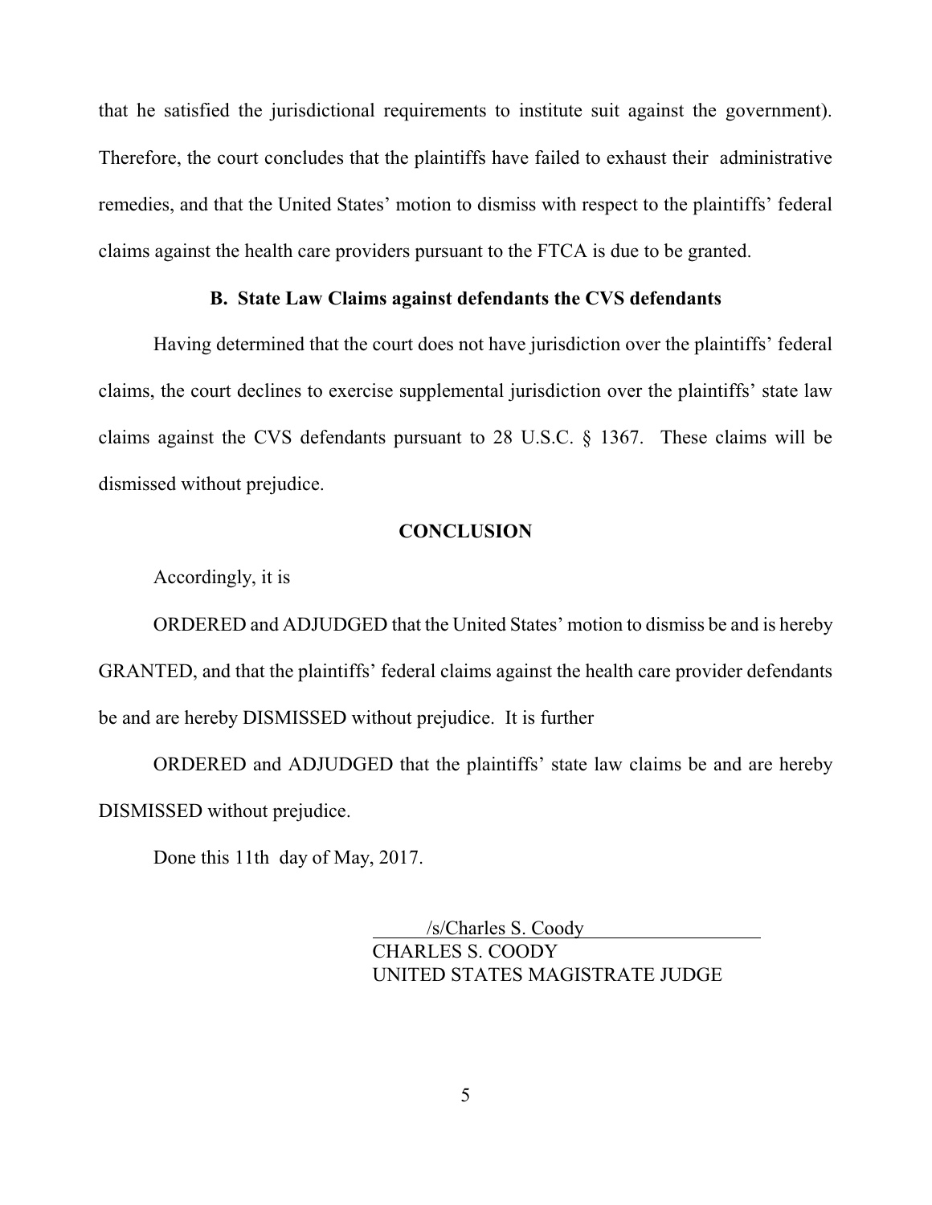that he satisfied the jurisdictional requirements to institute suit against the government). Therefore, the court concludes that the plaintiffs have failed to exhaust their administrative remedies, and that the United States' motion to dismiss with respect to the plaintiffs' federal claims against the health care providers pursuant to the FTCA is due to be granted.

### B. State Law Claims against defendants the CVS defendants

Having determined that the court does not have jurisdiction over the plaintiffs' federal claims, the court declines to exercise supplemental jurisdiction over the plaintiffs' state law claims against the CVS defendants pursuant to 28 U.S.C. § 1367. These claims will be dismissed without prejudice.

## CONCLUSION

Accordingly, it is

ORDERED and ADJUDGED that the United States' motion to dismiss be and is hereby GRANTED, and that the plaintiffs' federal claims against the health care provider defendants be and are hereby DISMISSED without prejudice. It is further

ORDERED and ADJUDGED that the plaintiffs' state law claims be and are hereby DISMISSED without prejudice.

Done this 11th day of May, 2017.

/s/Charles S. Coody
CHARLES S. COODY
UNITED STATES MAGISTRATE JUDGE